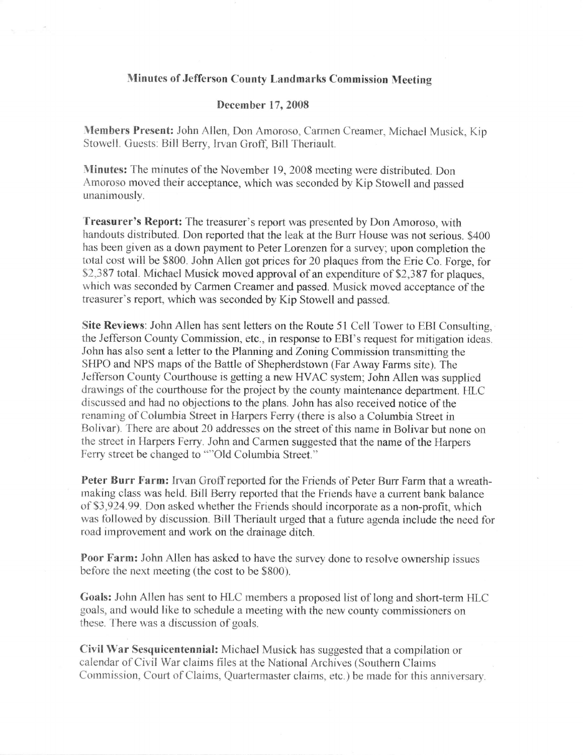## Minutes of Jefferson County Landmarks Commission Meeting

### December 17, 2008

**Members Present:** John Allen, Don Amoroso, Carmen Creamer, Michael Musick, Kip Stowell. Guests: Bill Berry, Irvan Groff, Bill Theriault.

**Minutes:** The minutes of the November 19, 2008 meeting were distributed. Don Amoroso moved their acceptance, which was seconded by Kip Stowell and passed unanimously.

**Treasurer's Report:** The treasurer's report was presented by Don Amoroso, with handouts distributed. Don reported that the leak at the Burr House was not serious. $400 has been given as a down payment to Peter Lorenzen for a survey; upon completion the total cost will be $800. John Allen got prices for 20 plaques from the Erie Co. Forge, for $2,387 total. Michael Musick moved approval of an expenditure of $2,387 for plaques, which was seconded by Carmen Creamer and passed. Musick moved acceptance of the treasurer's report, which was seconded by Kip Stowell and passed.

**Site Reviews**: John Allen has sent letters on the Route 51 Cell Tower to EBI Consulting, the Jefferson County Commission, etc., in response to EBI's request for mitigation ideas. John has also sent a letter to the Planning and Zoning Commission transmitting the SHPO and NPS maps of the Battle of Shepherdstown (Far Away Farms site). The Jefferson County Courthouse is getting a new HVAC system; John Allen was supplied drawings of the courthouse for the project by the county maintenance department. HLC discussed and had no objections to the plans. John has also received notice of the renaming of Columbia Street in Harpers Ferry (there is also a Columbia Street in Bolivar). There are about 20 addresses on the street of this name in Bolivar but none on the street in Harpers Ferry. John and Carmen suggested that the name of the Harpers Ferry street be changed to ""Old Columbia Street."

**Peter Burr Farm:** Irvan Groff reported for the Friends of Peter Burr Farm that a wreath-making class was held. Bill Berry reported that the Friends have a current bank balance of $3,924.99. Don asked whether the Friends should incorporate as a non-profit, which was followed by discussion. Bill Theriault urged that a future agenda include the need for road improvement and work on the drainage ditch.

**Poor Farm:** John Allen has asked to have the survey done to resolve ownership issues before the next meeting (the cost to be $800).

**Goals:** John Allen has sent to HLC members a proposed list of long and short-term HLC goals, and would like to schedule a meeting with the new county commissioners on these. There was a discussion of goals.

**Civil War Sesquicentennial:** Michael Musick has suggested that a compilation or calendar of Civil War claims files at the National Archives (Southern Claims Commission, Court of Claims, Quartermaster claims, etc.) be made for this anniversary.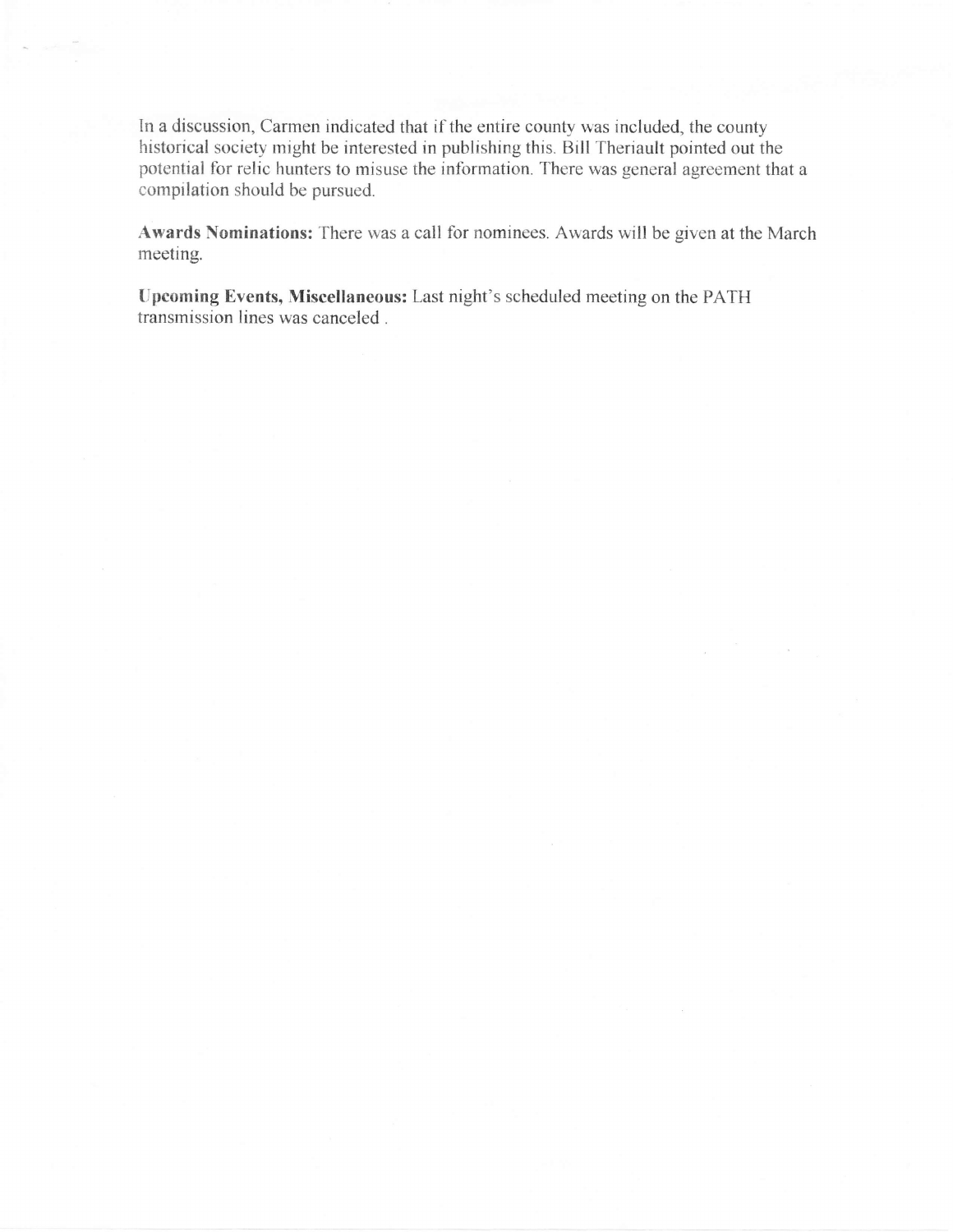In a discussion, Carmen indicated that if the entire county was included, the county historical society might be interested in publishing this. Bill Theriault pointed out the potential for relic hunters to misuse the information. There was general agreement that a compilation should be pursued.

**Awards Nominations:** There was a call for nominees. Awards will be given at the March meeting.

**Upcoming Events, Miscellaneous:** Last night's scheduled meeting on the PATH transmission lines was canceled .